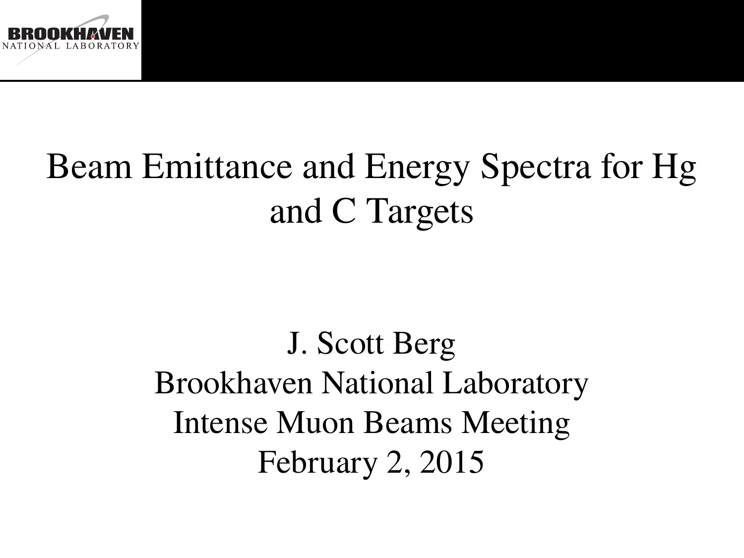# Beam Emittance and Energy Spectra for Hg and C Targets

J. Scott Berg
Brookhaven National Laboratory
Intense Muon Beams Meeting
February 2, 2015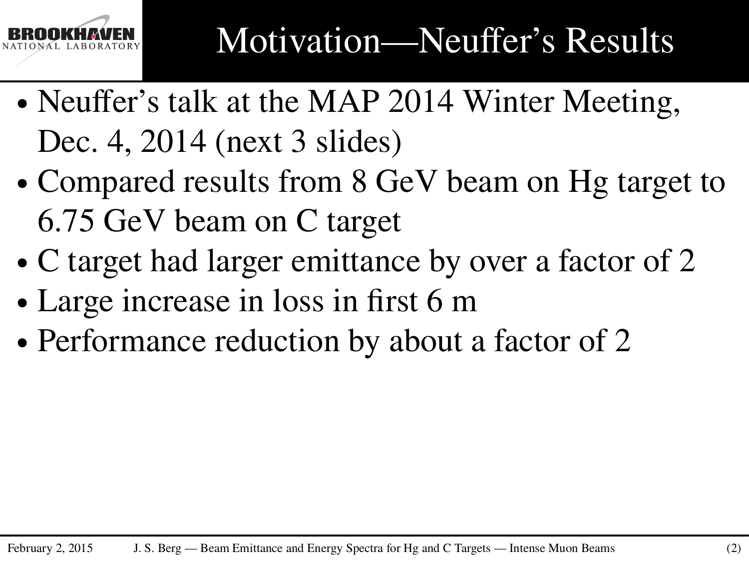# Motivation—Neuffer's Results

- Neuffer's talk at the MAP 2014 Winter Meeting, Dec. 4, 2014 (next 3 slides)
- Compared results from 8 GeV beam on Hg target to 6.75 GeV beam on C target
- C target had larger emittance by over a factor of 2
- Large increase in loss in first 6 m
- Performance reduction by about a factor of 2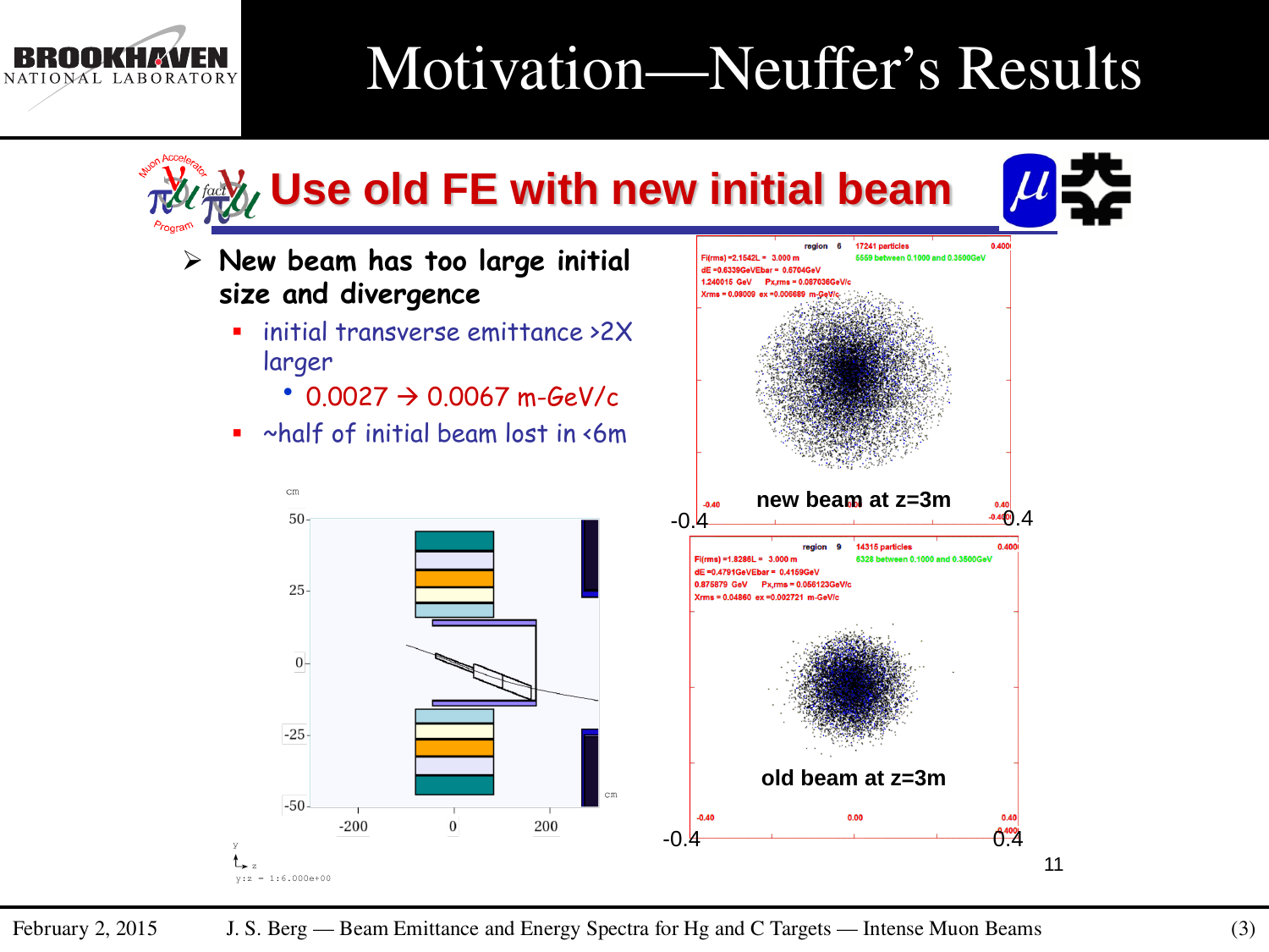# Motivation—Neuffer's Results

## Use old FE with new initial beam

- New beam has too large initial size and divergence
  - initial transverse emittance >2X larger
    - 0.0027 → 0.0067 m-GeV/c
  - ~half of initial beam lost in <6m

new beam at z=3m

old beam at z=3m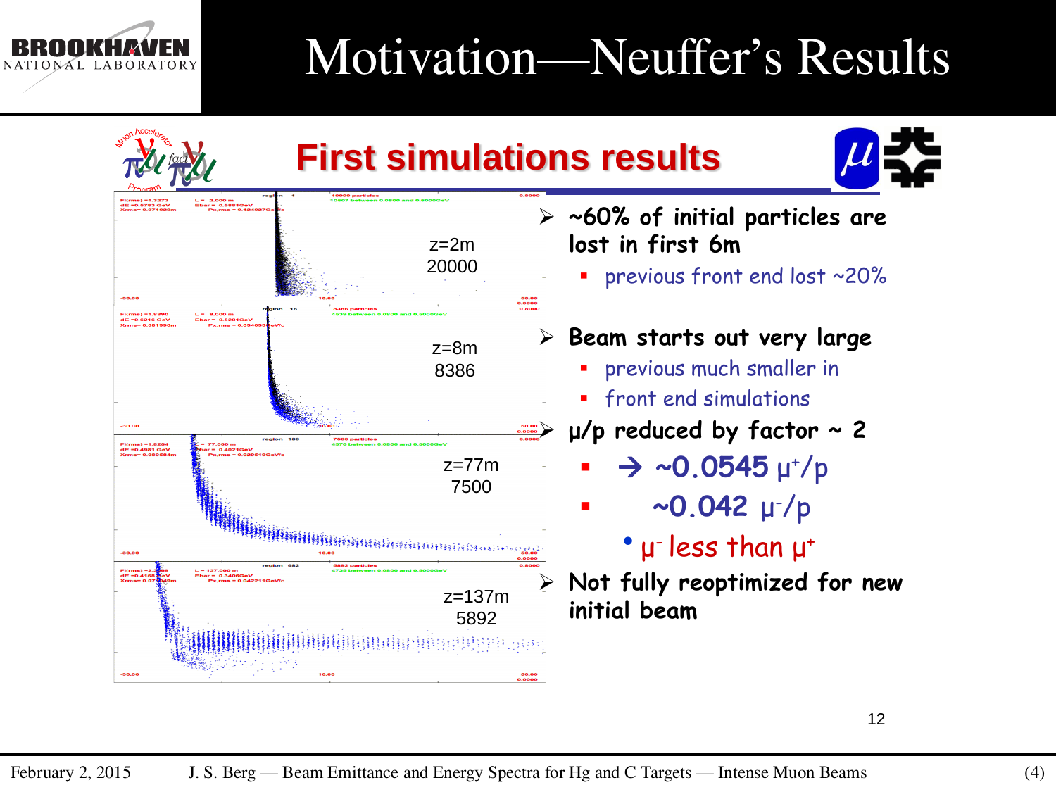# Motivation—Neuffer's Results

## First simulations results

z=2m
20000

z=8m
8386

z=77m
7500

z=137m
5892

- ~60% of initial particles are lost in first 6m
  - previous front end lost ~20%
- Beam starts out very large
  - previous much smaller in
  - front end simulations
- μ/p reduced by factor ~ 2
  - → ~0.0545 $\mu^+$/p
  - ~0.042 $\mu^-$/p
    - $\mu^-$ less than $\mu^+$
- Not fully reoptimized for new initial beam

12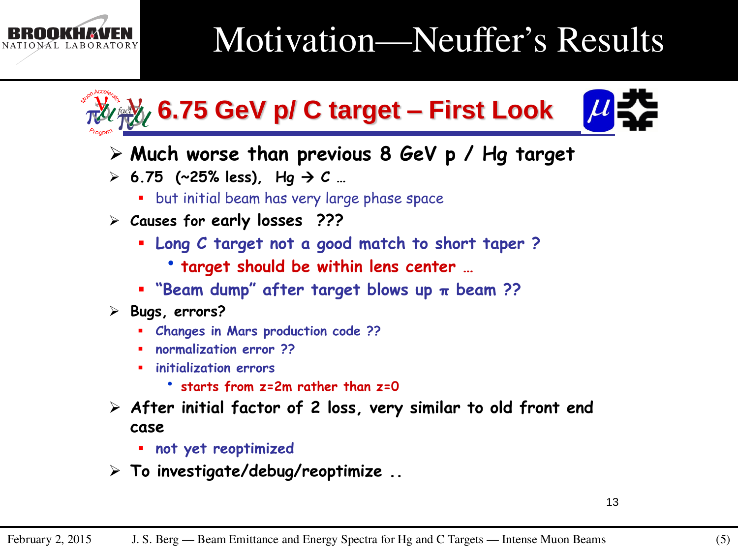# Motivation—Neuffer's Results

## 6.75 GeV p/ C target – First Look

- **Much worse than previous 8 GeV p / Hg target**
- **6.75 (~25% less), Hg → C …**
  - but initial beam has very large phase space
- **Causes for early losses ???**
  - Long C target not a good match to short taper ?
    - target should be within lens center …
  - "Beam dump" after target blows up π beam ??
- **Bugs, errors?**
  - Changes in Mars production code ??
  - normalization error ??
  - initialization errors
    - starts from z=2m rather than z=0
- **After initial factor of 2 loss, very similar to old front end case**
  - not yet reoptimized
- **To investigate/debug/reoptimize ..**

13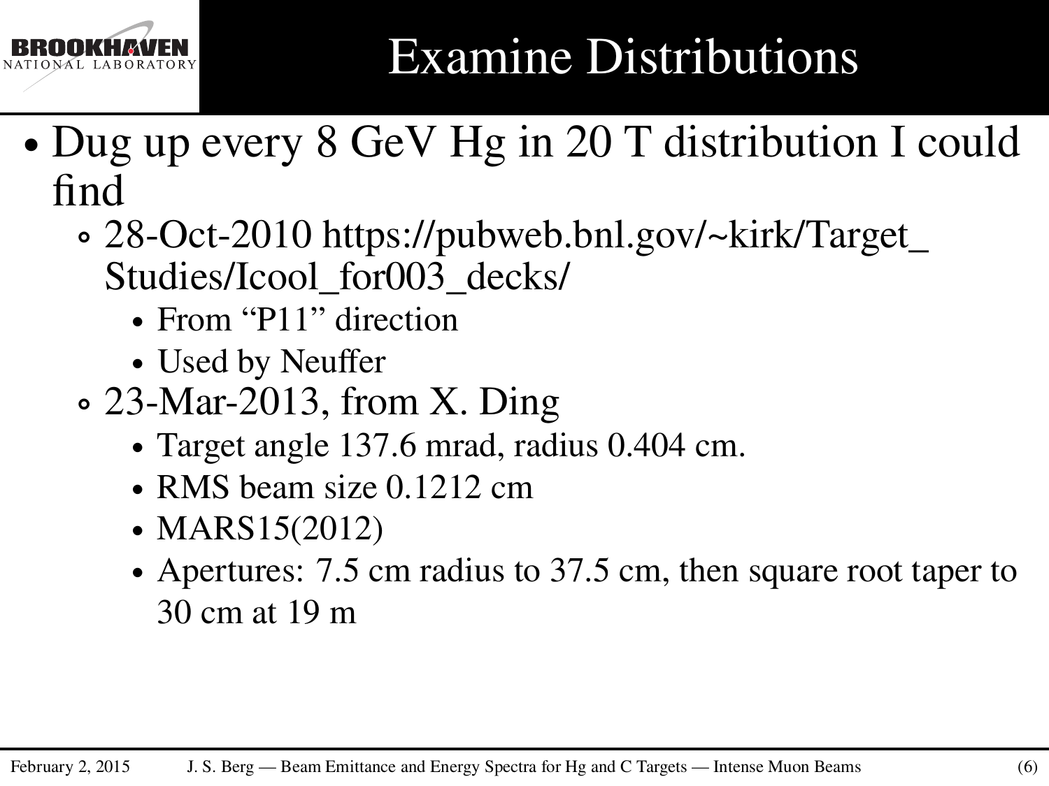# Examine Distributions

- Dug up every 8 GeV Hg in 20 T distribution I could find
  - 28-Oct-2010 https://pubweb.bnl.gov/~kirk/Target_Studies/Icool_for003_decks/
    - From “P11” direction
    - Used by Neuffer
  - 23-Mar-2013, from X. Ding
    - Target angle 137.6 mrad, radius 0.404 cm.
    - RMS beam size 0.1212 cm
    - MARS15(2012)
    - Apertures: 7.5 cm radius to 37.5 cm, then square root taper to 30 cm at 19 m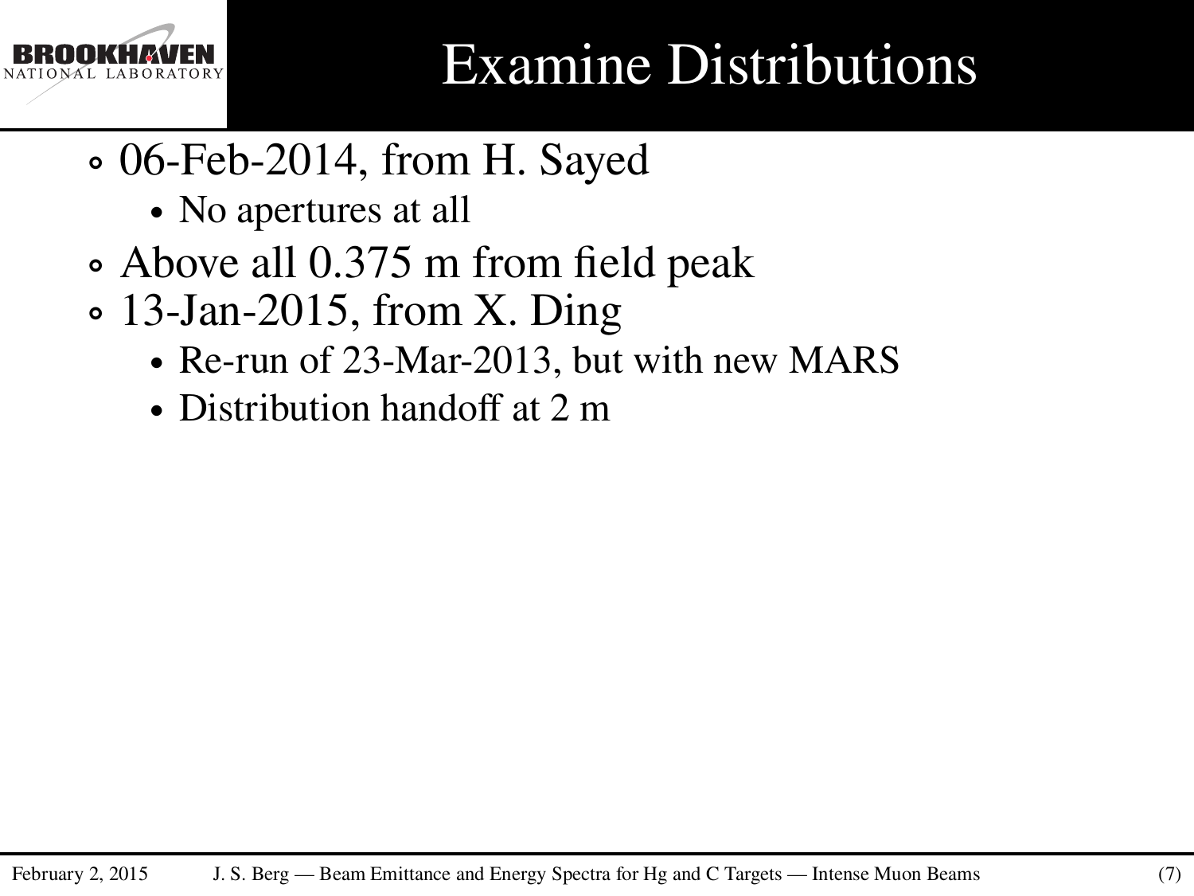# Examine Distributions

- 06-Feb-2014, from H. Sayed
  - No apertures at all
- Above all 0.375 m from field peak
- 13-Jan-2015, from X. Ding
  - Re-run of 23-Mar-2013, but with new MARS
  - Distribution handoff at 2 m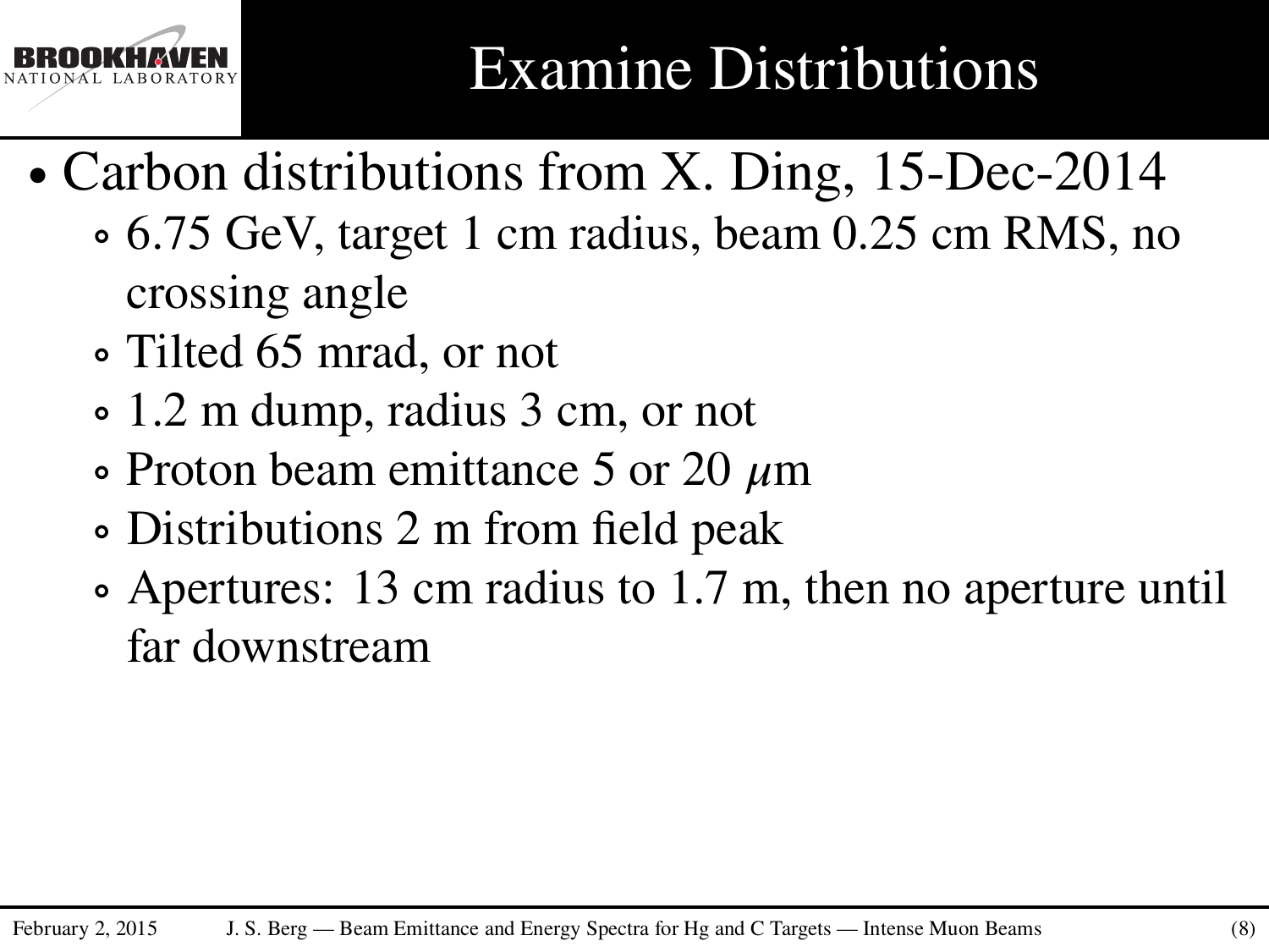# Examine Distributions

- Carbon distributions from X. Ding, 15-Dec-2014
  - 6.75 GeV, target 1 cm radius, beam 0.25 cm RMS, no crossing angle
  - Tilted 65 mrad, or not
  - 1.2 m dump, radius 3 cm, or not
  - Proton beam emittance 5 or 20 $\mu$m
  - Distributions 2 m from field peak
  - Apertures: 13 cm radius to 1.7 m, then no aperture until far downstream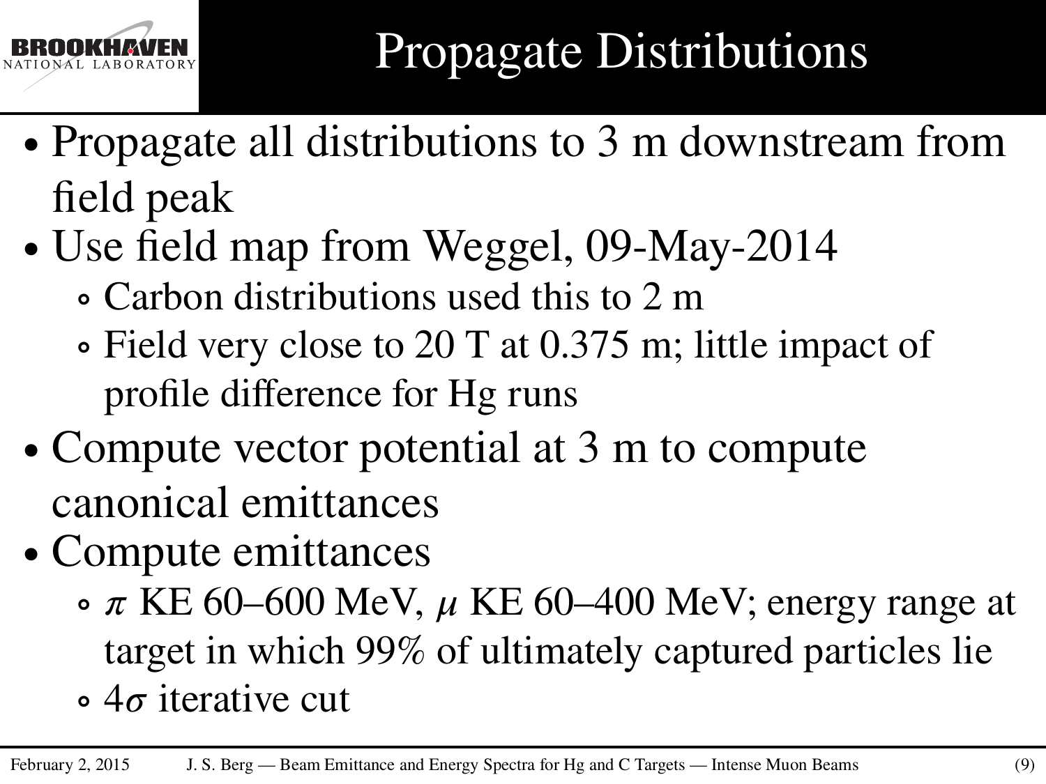# Propagate Distributions

- Propagate all distributions to 3 m downstream from field peak
- Use field map from Weggel, 09-May-2014
  - Carbon distributions used this to 2 m
  - Field very close to 20 T at 0.375 m; little impact of profile difference for Hg runs
- Compute vector potential at 3 m to compute canonical emittances
- Compute emittances
  - $\pi$ KE 60–600 MeV, $\mu$ KE 60–400 MeV; energy range at target in which 99% of ultimately captured particles lie
  - $4\sigma$ iterative cut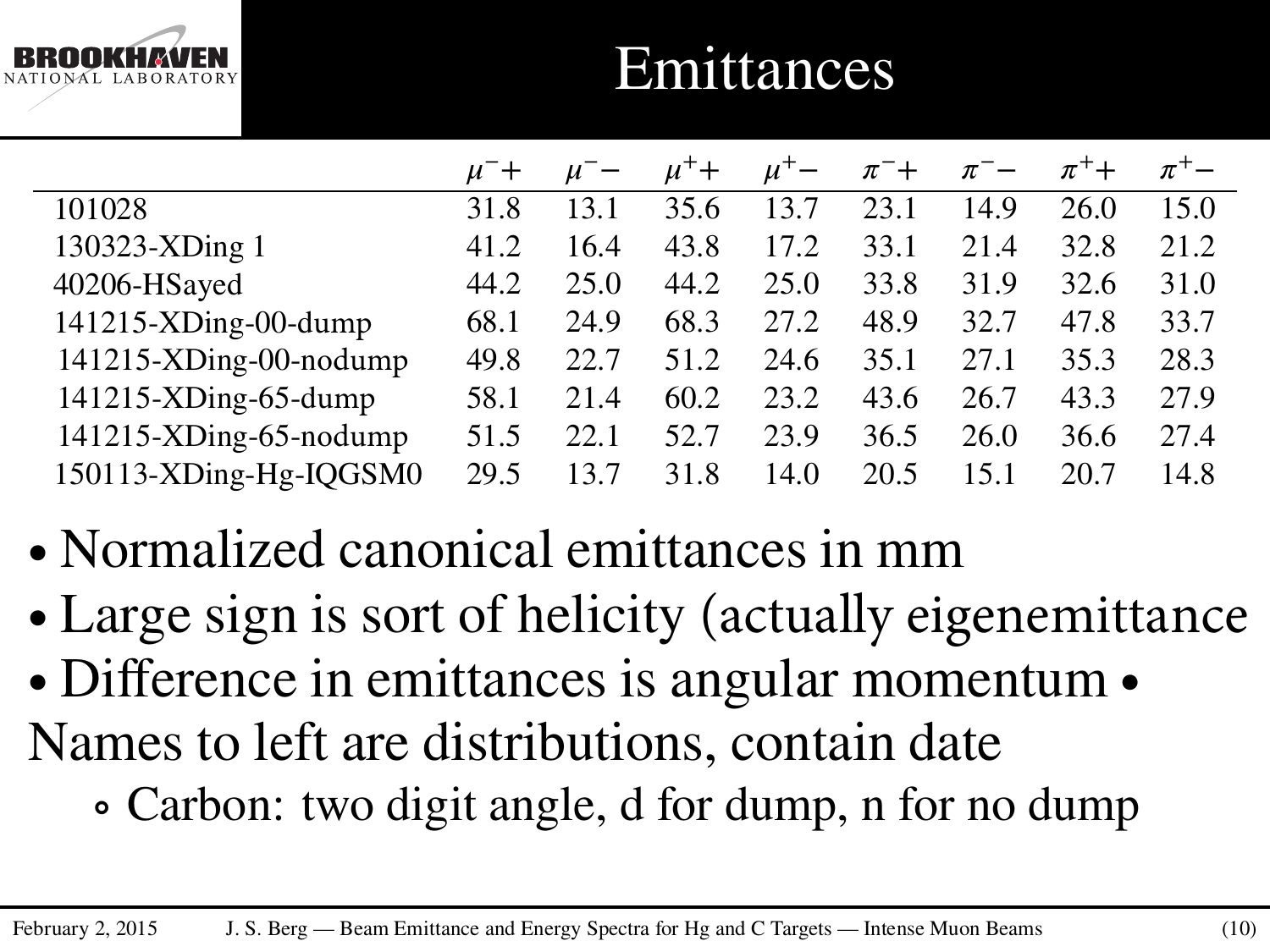# Emittances

| | $\mu^-+$ | $\mu^--$ | $\mu^++$ | $\mu^+-$ | $\pi^-+$ | $\pi^--$ | $\pi^++$ | $\pi^+-$ |
|---|---|---|---|---|---|---|---|---|
| 101028 | 31.8 | 13.1 | 35.6 | 13.7 | 23.1 | 14.9 | 26.0 | 15.0 |
| 130323-XDing 1 | 41.2 | 16.4 | 43.8 | 17.2 | 33.1 | 21.4 | 32.8 | 21.2 |
| 40206-HSayed | 44.2 | 25.0 | 44.2 | 25.0 | 33.8 | 31.9 | 32.6 | 31.0 |
| 141215-XDing-00-dump | 68.1 | 24.9 | 68.3 | 27.2 | 48.9 | 32.7 | 47.8 | 33.7 |
| 141215-XDing-00-nodump | 49.8 | 22.7 | 51.2 | 24.6 | 35.1 | 27.1 | 35.3 | 28.3 |
| 141215-XDing-65-dump | 58.1 | 21.4 | 60.2 | 23.2 | 43.6 | 26.7 | 43.3 | 27.9 |
| 141215-XDing-65-nodump | 51.5 | 22.1 | 52.7 | 23.9 | 36.5 | 26.0 | 36.6 | 27.4 |
| 150113-XDing-Hg-IQGSM0 | 29.5 | 13.7 | 31.8 | 14.0 | 20.5 | 15.1 | 20.7 | 14.8 |

- Normalized canonical emittances in mm
- Large sign is sort of helicity (actually eigenemittance
- Difference in emittances is angular momentum
- Names to left are distributions, contain date
  - Carbon: two digit angle, d for dump, n for no dump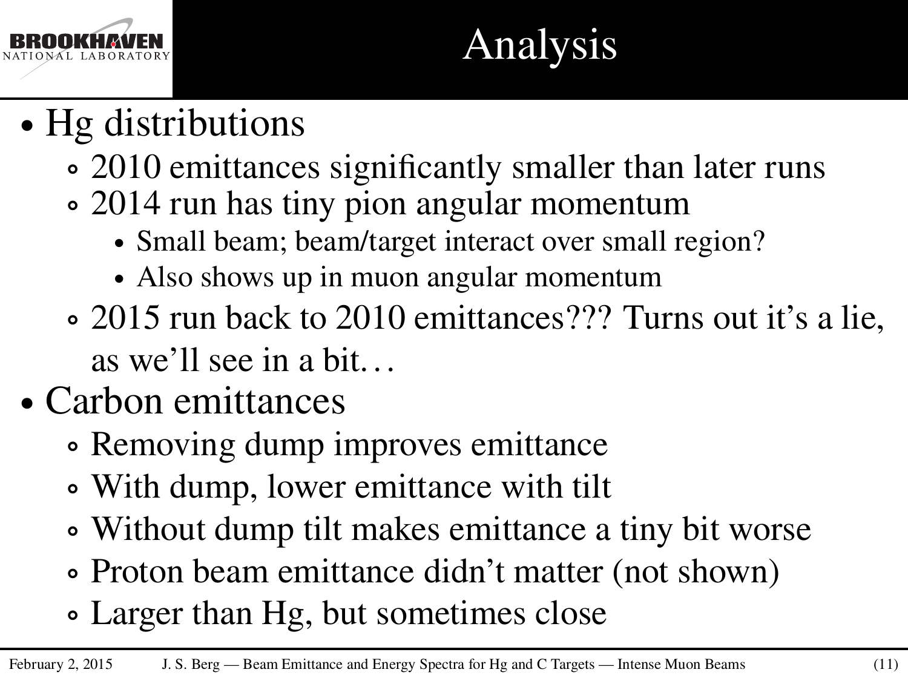# Analysis

- Hg distributions
  - 2010 emittances significantly smaller than later runs
  - 2014 run has tiny pion angular momentum
    - Small beam; beam/target interact over small region?
    - Also shows up in muon angular momentum
  - 2015 run back to 2010 emittances??? Turns out it's a lie, as we'll see in a bit…
- Carbon emittances
  - Removing dump improves emittance
  - With dump, lower emittance with tilt
  - Without dump tilt makes emittance a tiny bit worse
  - Proton beam emittance didn't matter (not shown)
  - Larger than Hg, but sometimes close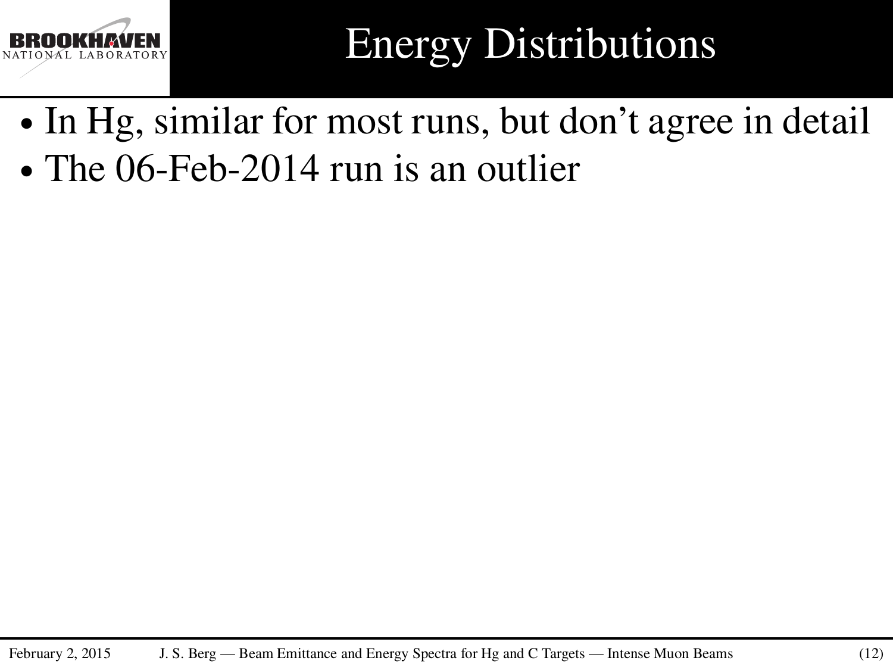# Energy Distributions

- In Hg, similar for most runs, but don't agree in detail
- The 06-Feb-2014 run is an outlier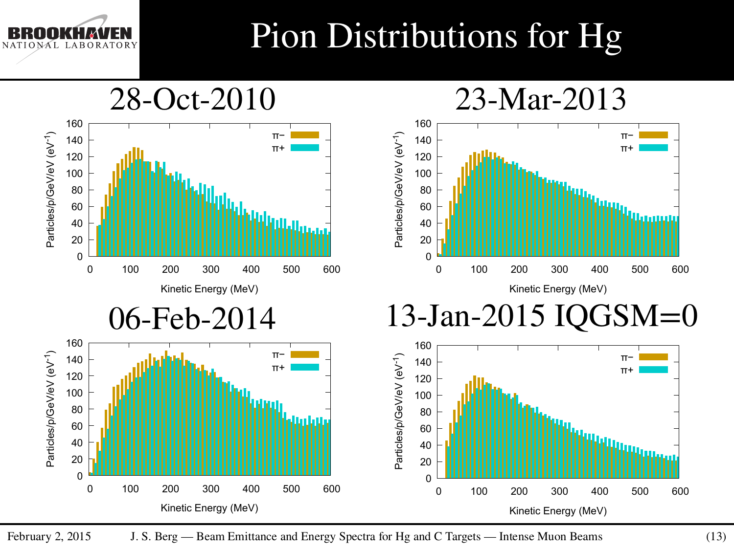# Pion Distributions for Hg

28-Oct-2010

23-Mar-2013

06-Feb-2014

13-Jan-2015 IQGSM=0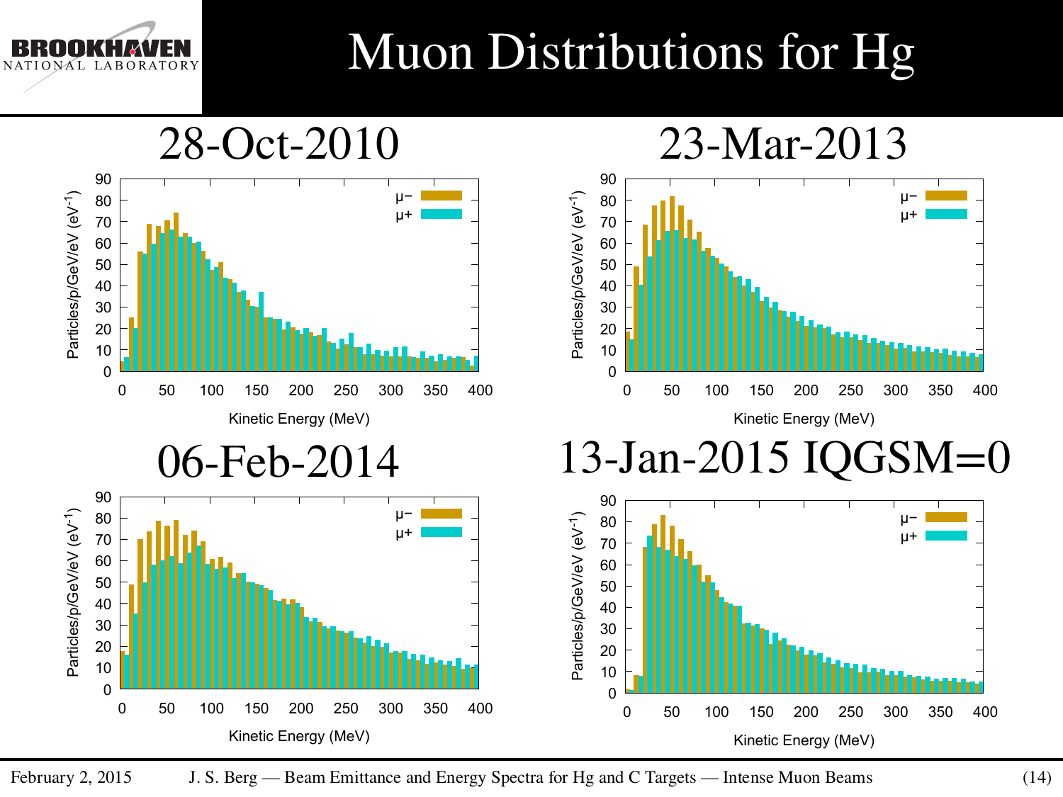# Muon Distributions for Hg

## 28-Oct-2010

## 23-Mar-2013

## 06-Feb-2014

## 13-Jan-2015 IQGSM=0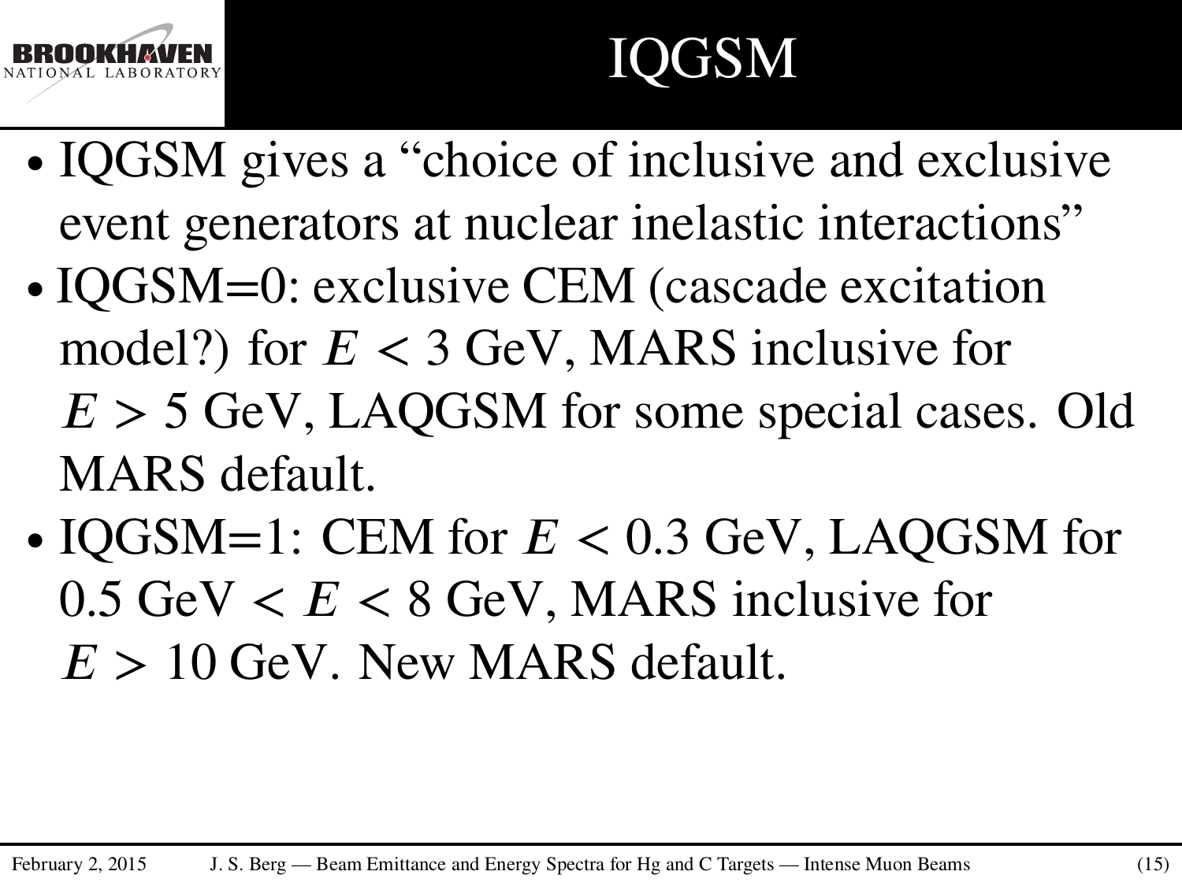# IQGSM

- IQGSM gives a "choice of inclusive and exclusive event generators at nuclear inelastic interactions"
- IQGSM=0: exclusive CEM (cascade excitation model?) for $E < 3$ GeV, MARS inclusive for $E > 5$ GeV, LAQGSM for some special cases. Old MARS default.
- IQGSM=1: CEM for $E < 0.3$ GeV, LAQGSM for $0.5\text{ GeV} < E < 8$ GeV, MARS inclusive for $E > 10$ GeV. New MARS default.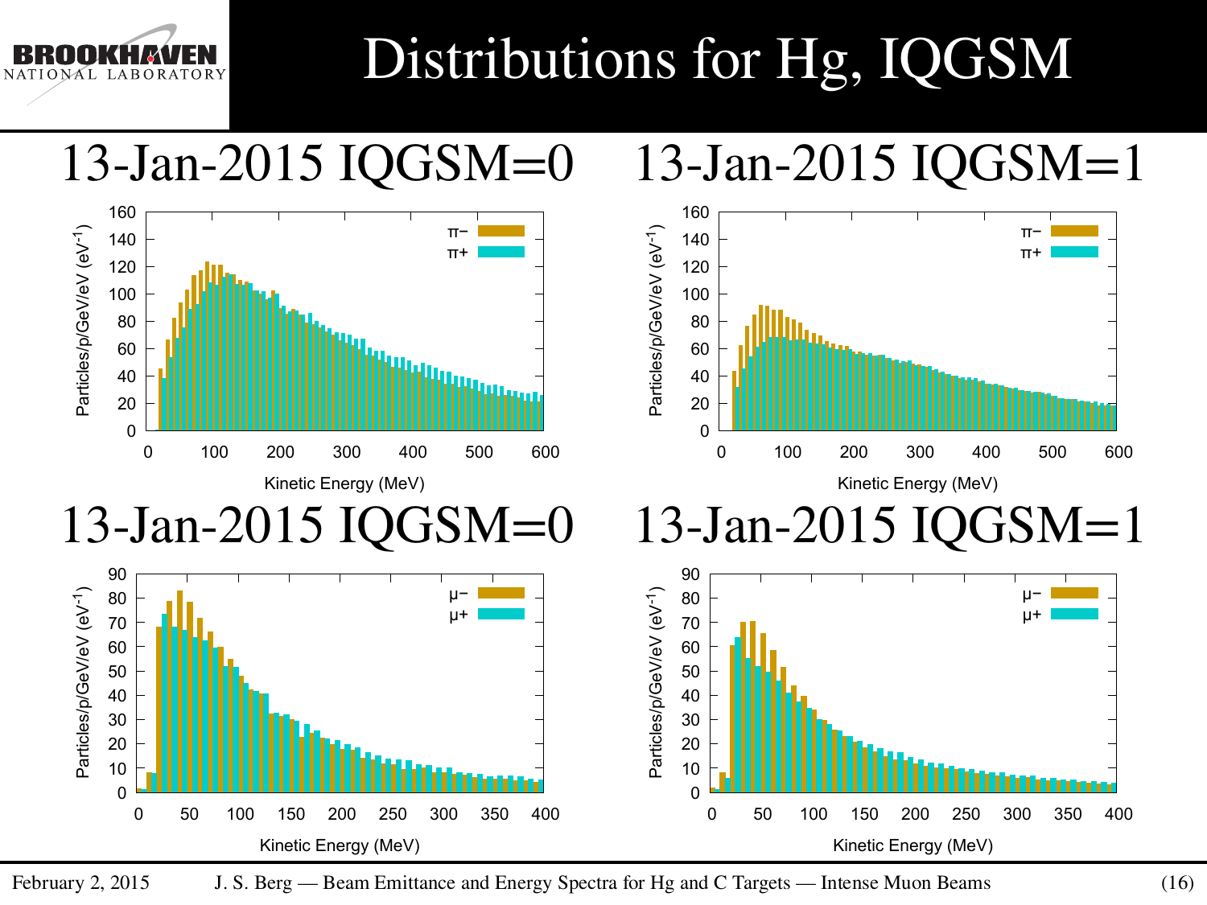# Distributions for Hg, IQGSM

13-Jan-2015 IQGSM=0

13-Jan-2015 IQGSM=1

13-Jan-2015 IQGSM=0

13-Jan-2015 IQGSM=1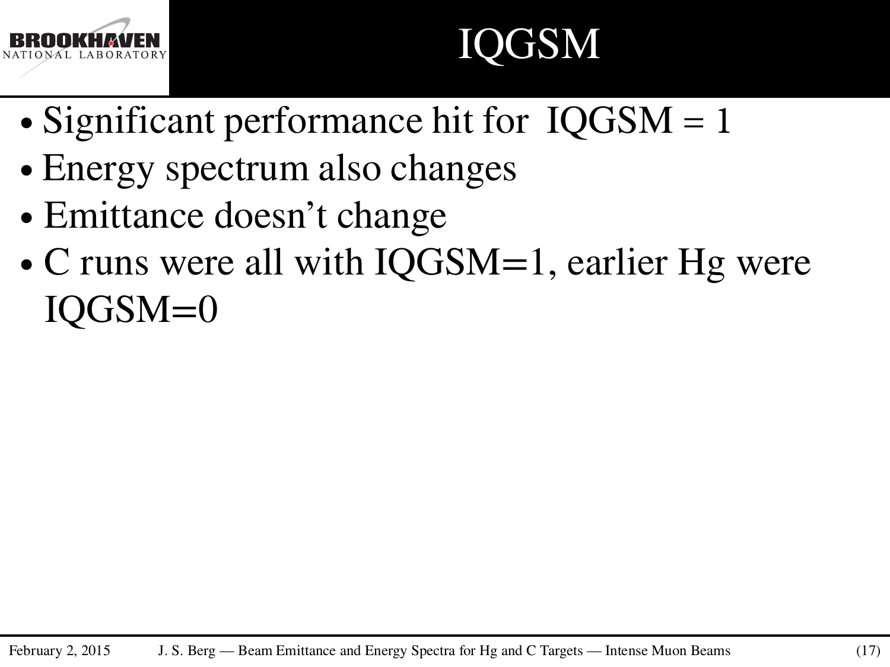# IQGSM

- Significant performance hit for IQGSM = 1
- Energy spectrum also changes
- Emittance doesn't change
- C runs were all with IQGSM=1, earlier Hg were IQGSM=0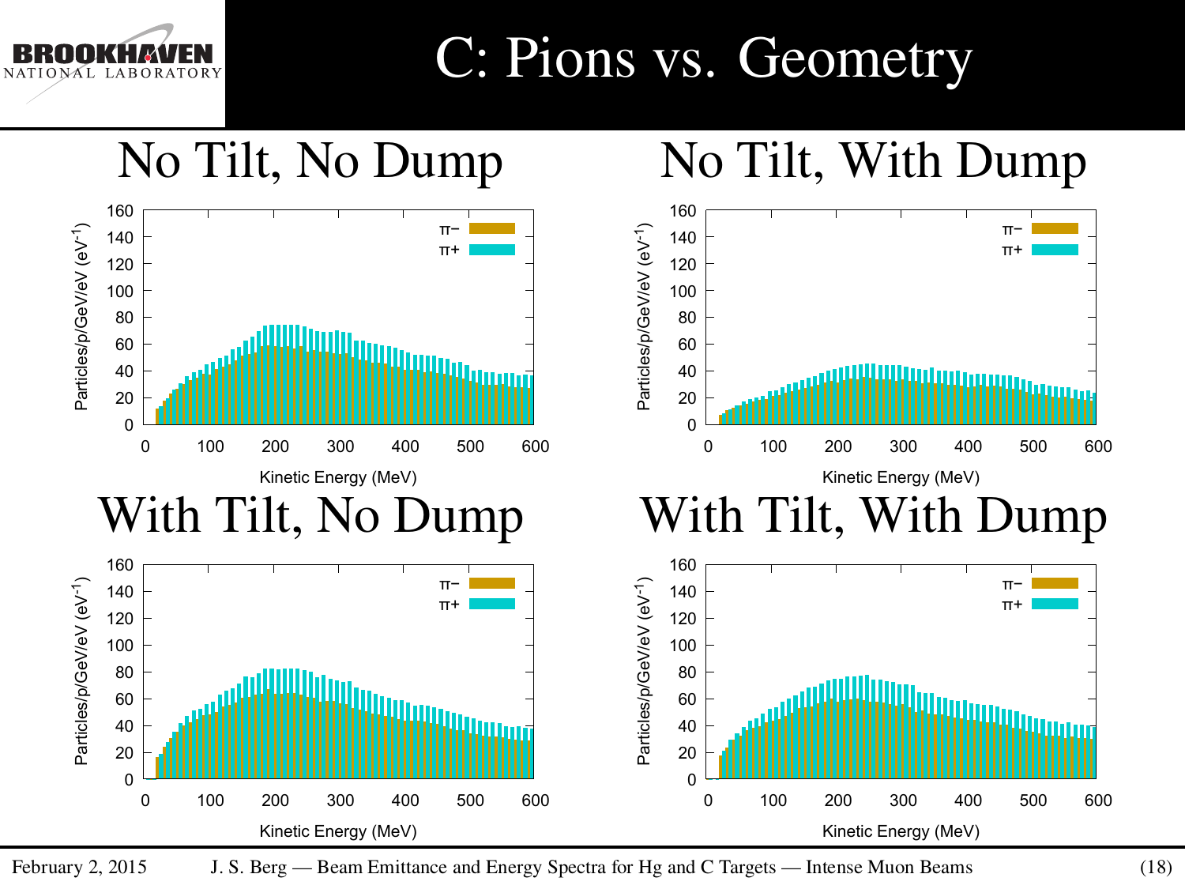# C: Pions vs. Geometry

## No Tilt, No Dump

Particles/p/GeV/eV (eV$^{-1}$) vs. Kinetic Energy (MeV)

π− π+

## No Tilt, With Dump

Particles/p/GeV/eV (eV$^{-1}$) vs. Kinetic Energy (MeV)

π− π+

## With Tilt, No Dump

Particles/p/GeV/eV (eV$^{-1}$) vs. Kinetic Energy (MeV)

π− π+

## With Tilt, With Dump

Particles/p/GeV/eV (eV$^{-1}$) vs. Kinetic Energy (MeV)

π− π+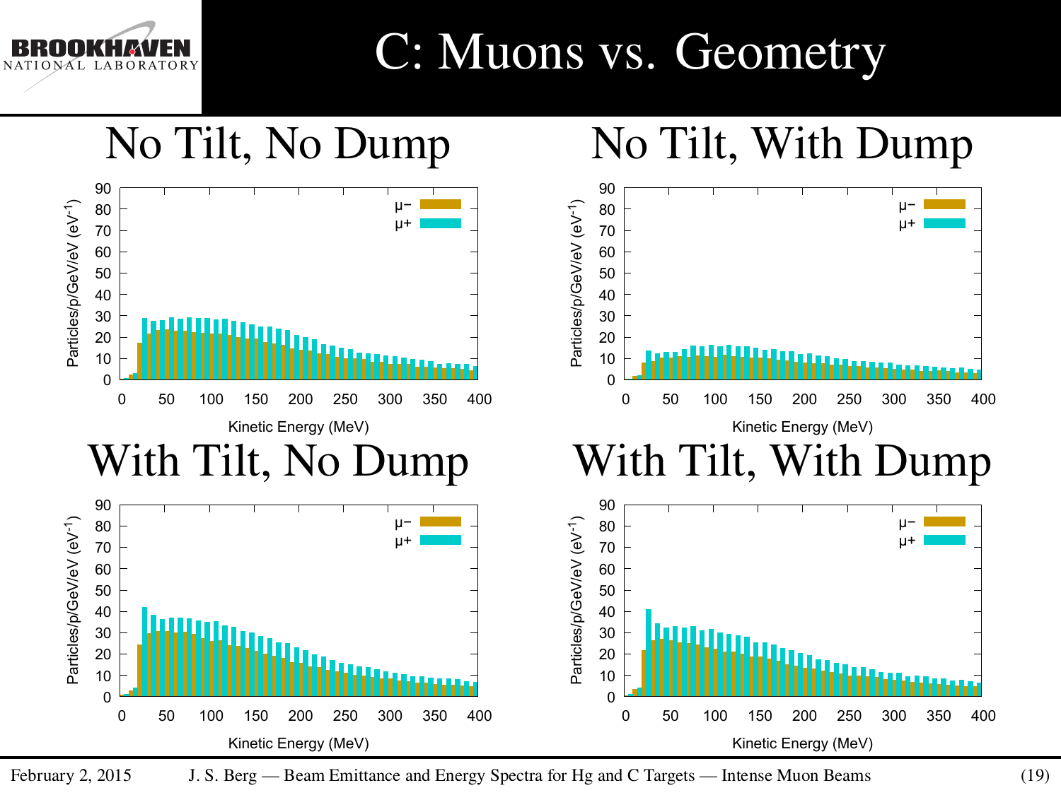# C: Muons vs. Geometry

## No Tilt, No Dump

## No Tilt, With Dump

## With Tilt, No Dump

## With Tilt, With Dump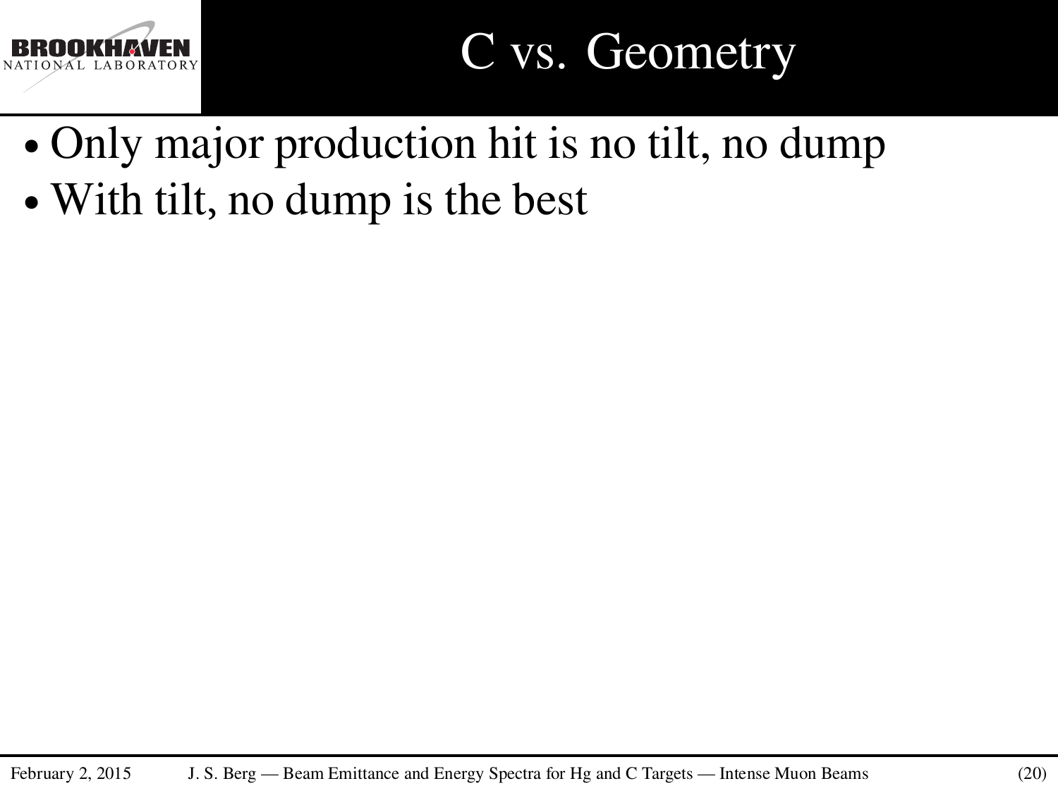# C vs. Geometry

- Only major production hit is no tilt, no dump
- With tilt, no dump is the best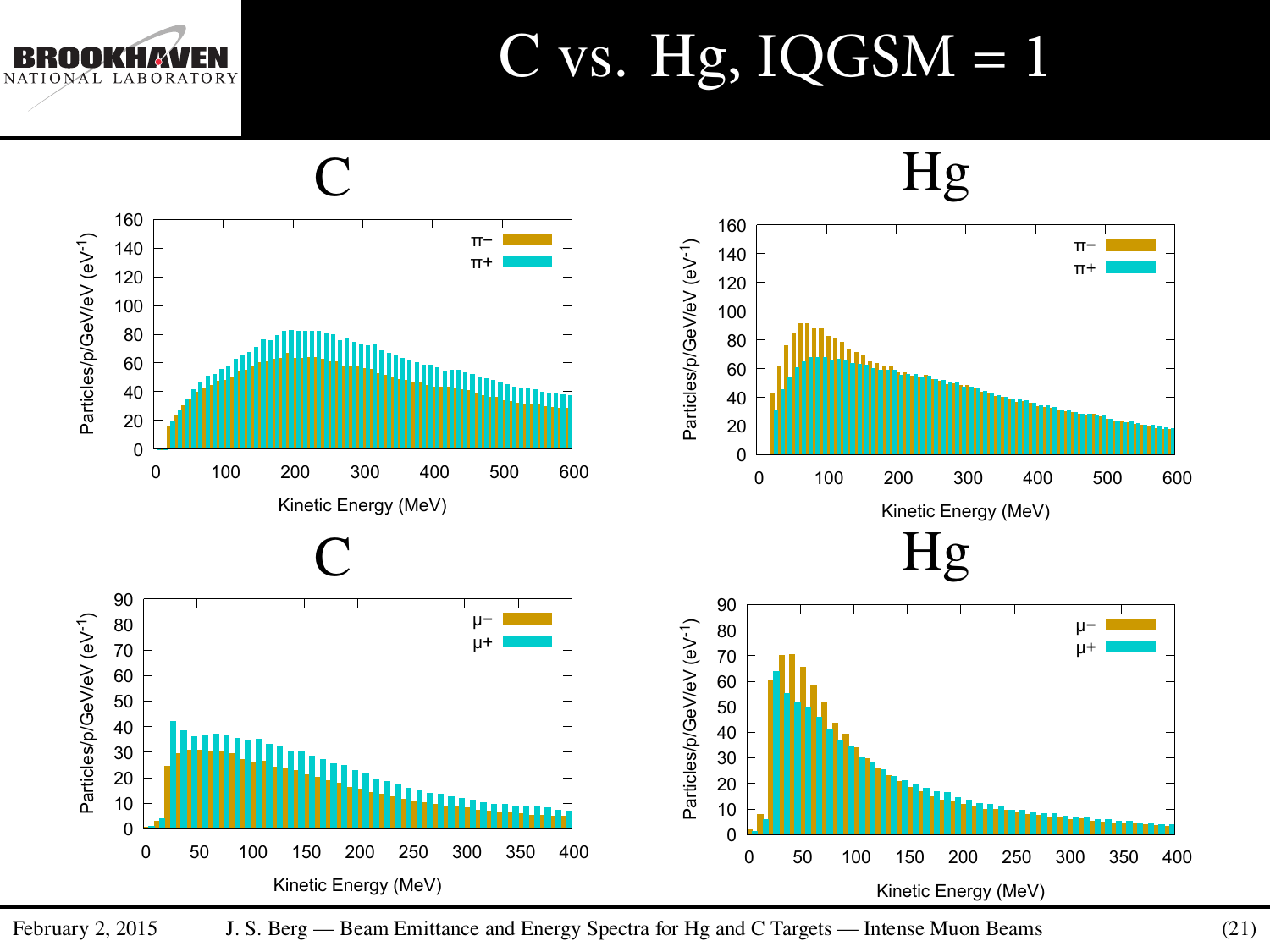# C vs. Hg, IQGSM = 1

## C

## Hg

## C

## Hg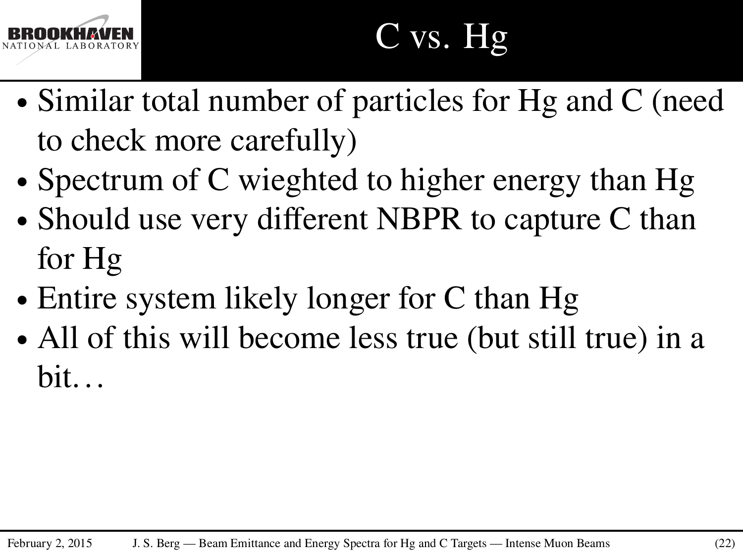# C vs. Hg

- Similar total number of particles for Hg and C (need to check more carefully)
- Spectrum of C wieghted to higher energy than Hg
- Should use very different NBPR to capture C than for Hg
- Entire system likely longer for C than Hg
- All of this will become less true (but still true) in a bit…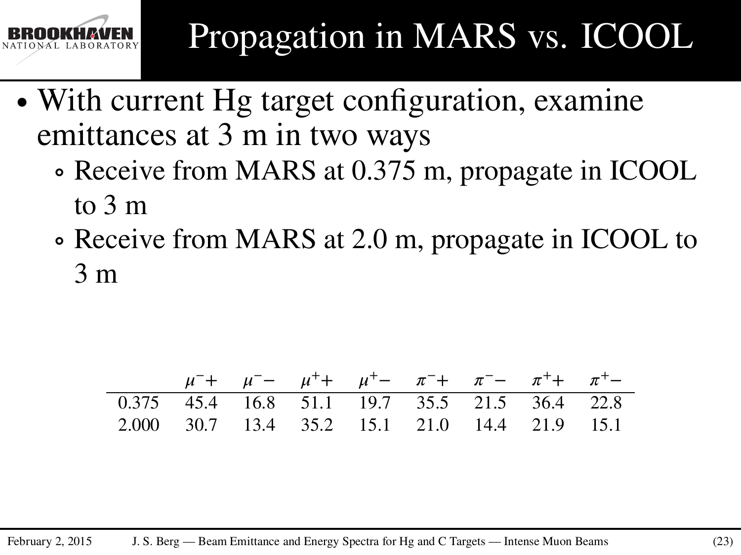# Propagation in MARS vs. ICOOL

- With current Hg target configuration, examine emittances at 3 m in two ways
  - Receive from MARS at 0.375 m, propagate in ICOOL to 3 m
  - Receive from MARS at 2.0 m, propagate in ICOOL to 3 m

| | $\mu^{-}+$ | $\mu^{-}-$ | $\mu^{+}+$ | $\mu^{+}-$ | $\pi^{-}+$ | $\pi^{-}-$ | $\pi^{+}+$ | $\pi^{+}-$ |
|---|---|---|---|---|---|---|---|---|
| 0.375 | 45.4 | 16.8 | 51.1 | 19.7 | 35.5 | 21.5 | 36.4 | 22.8 |
| 2.000 | 30.7 | 13.4 | 35.2 | 15.1 | 21.0 | 14.4 | 21.9 | 15.1 |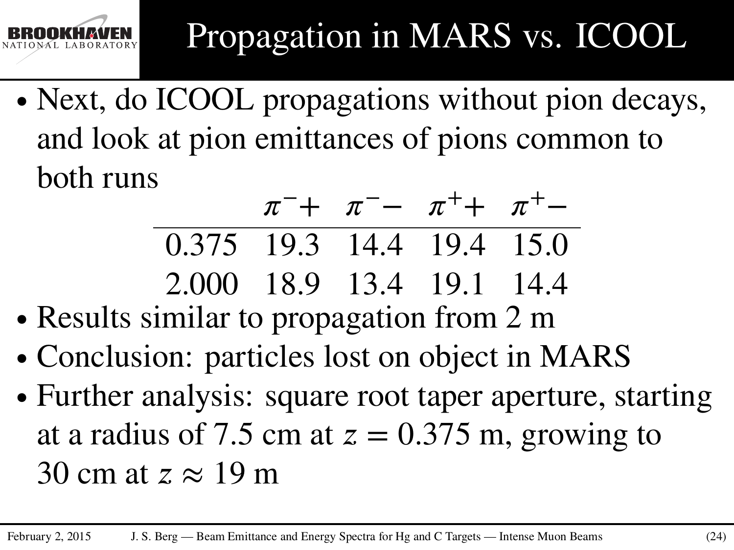# Propagation in MARS vs. ICOOL

- Next, do ICOOL propagations without pion decays, and look at pion emittances of pions common to both runs

| | $\pi^-+$ | $\pi^-−$ | $\pi^++$ | $\pi^+−$ |
|---|---|---|---|---|
| 0.375 | 19.3 | 14.4 | 19.4 | 15.0 |
| 2.000 | 18.9 | 13.4 | 19.1 | 14.4 |

- Results similar to propagation from 2 m
- Conclusion: particles lost on object in MARS
- Further analysis: square root taper aperture, starting at a radius of 7.5 cm at $z = 0.375$ m, growing to 30 cm at $z \approx 19$ m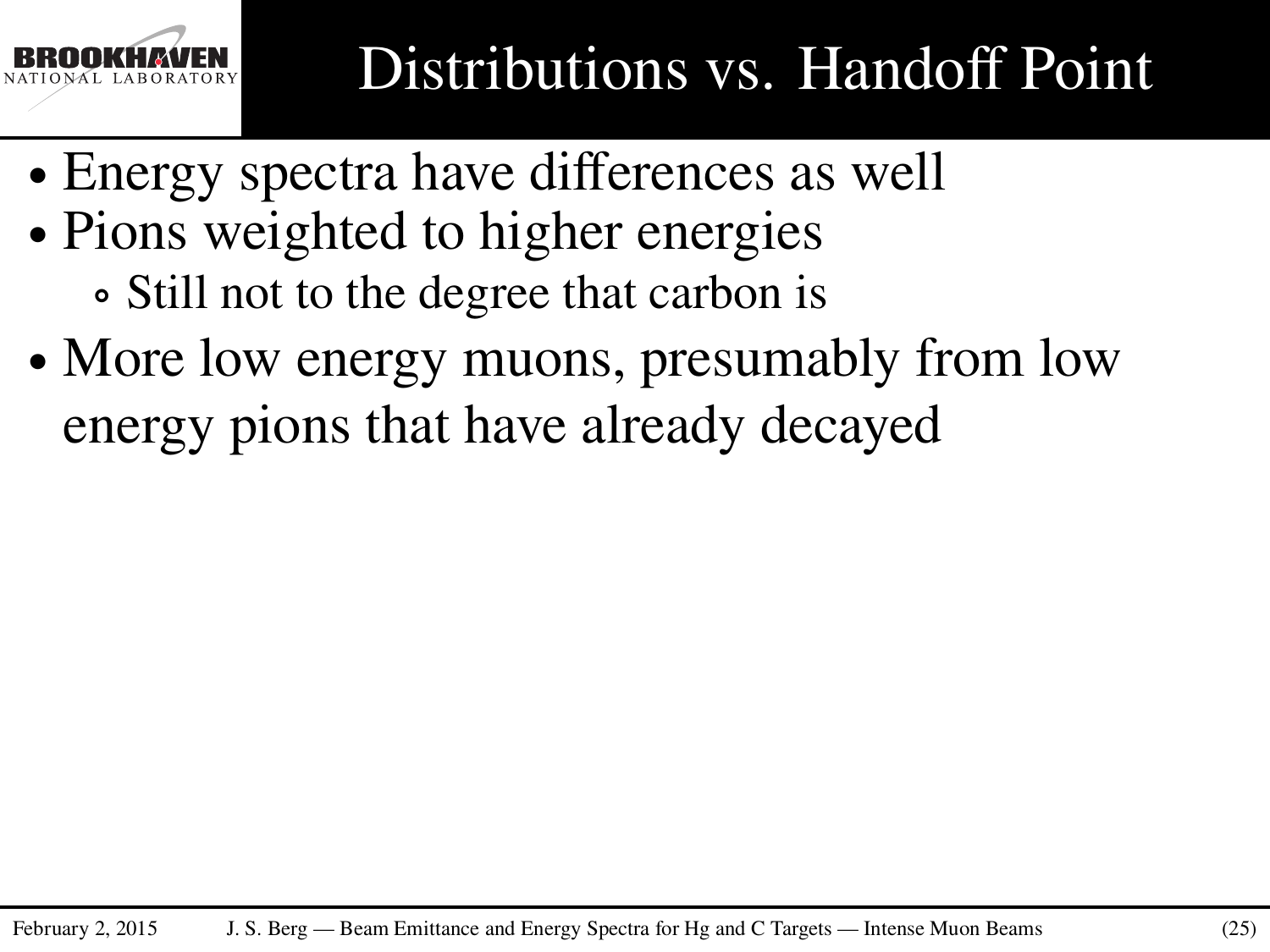# Distributions vs. Handoff Point

- Energy spectra have differences as well
- Pions weighted to higher energies
  - Still not to the degree that carbon is
- More low energy muons, presumably from low energy pions that have already decayed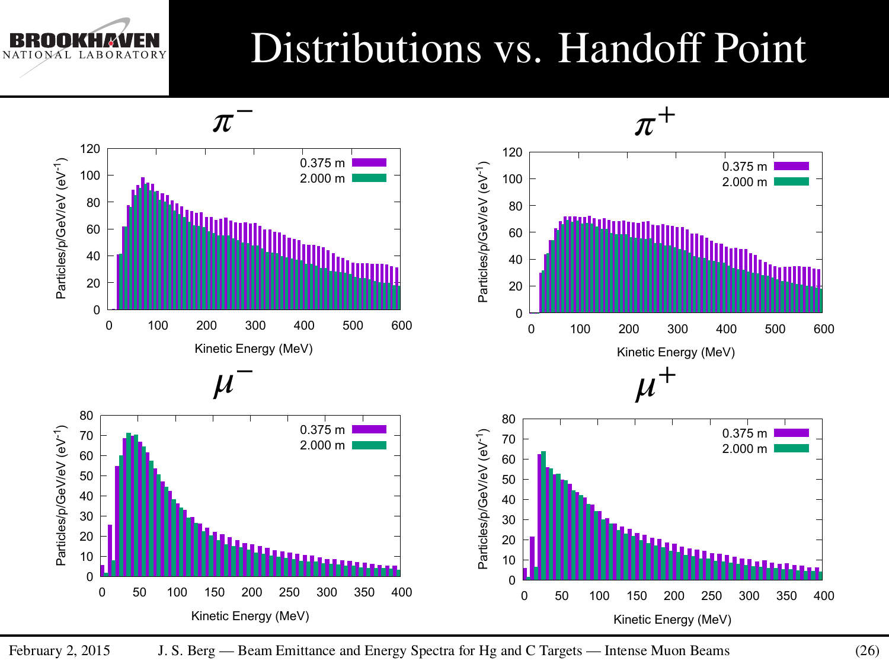# Distributions vs. Handoff Point

$\pi^-$

0.375 m
2.000 m

Particles/p/GeV/eV (eV$^{-1}$)

Kinetic Energy (MeV)

$\pi^+$

0.375 m
2.000 m

Particles/p/GeV/eV (eV$^{-1}$)

Kinetic Energy (MeV)

$\mu^-$

0.375 m
2.000 m

Particles/p/GeV/eV (eV$^{-1}$)

Kinetic Energy (MeV)

$\mu^+$

0.375 m
2.000 m

Particles/p/GeV/eV (eV$^{-1}$)

Kinetic Energy (MeV)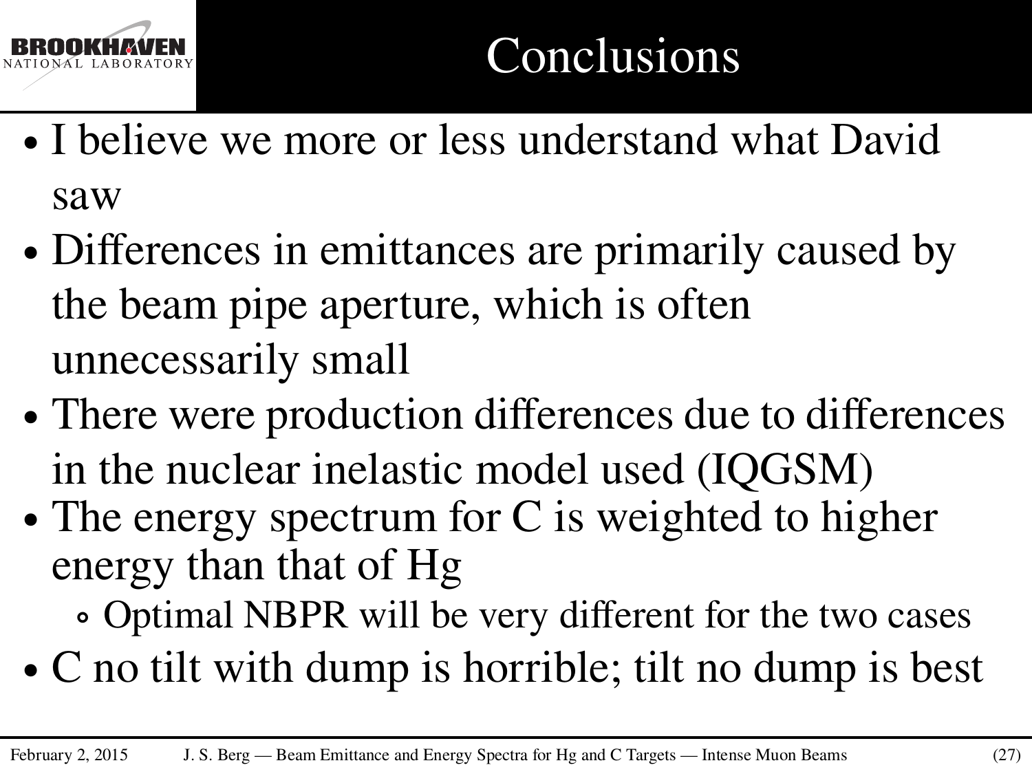# Conclusions

- I believe we more or less understand what David saw
- Differences in emittances are primarily caused by the beam pipe aperture, which is often unnecessarily small
- There were production differences due to differences in the nuclear inelastic model used (IQGSM)
- The energy spectrum for C is weighted to higher energy than that of Hg
  - Optimal NBPR will be very different for the two cases
- C no tilt with dump is horrible; tilt no dump is best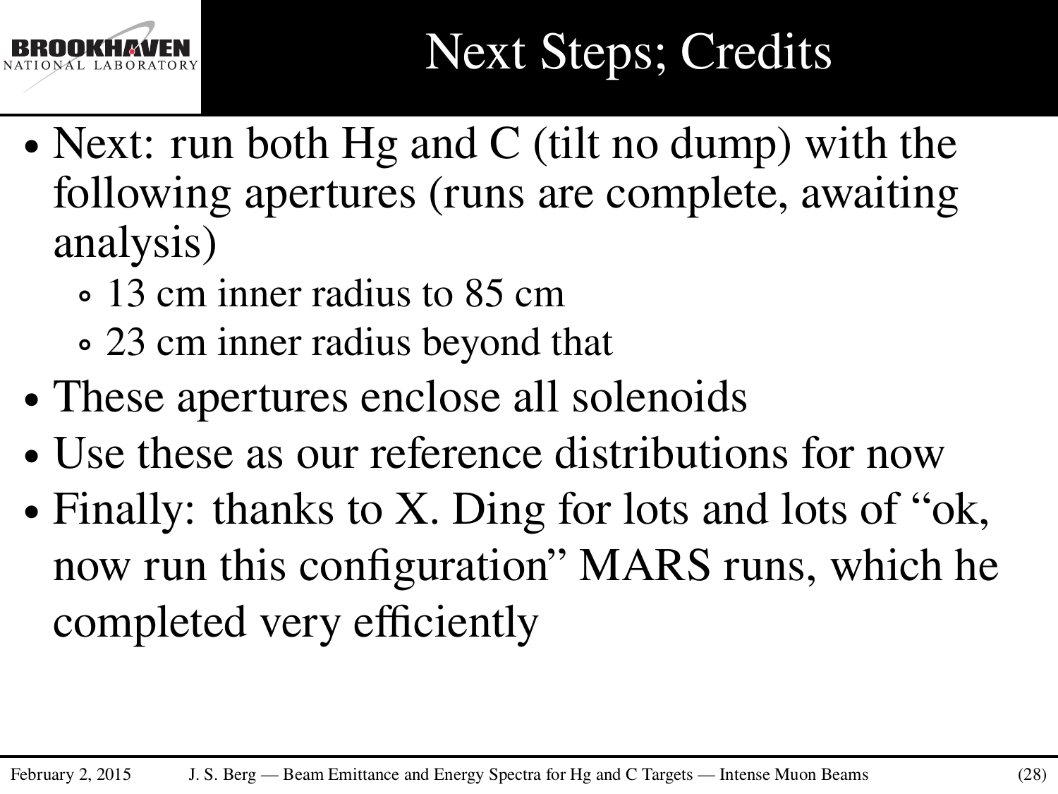# Next Steps; Credits

- Next: run both Hg and C (tilt no dump) with the following apertures (runs are complete, awaiting analysis)
  - 13 cm inner radius to 85 cm
  - 23 cm inner radius beyond that
- These apertures enclose all solenoids
- Use these as our reference distributions for now
- Finally: thanks to X. Ding for lots and lots of "ok, now run this configuration" MARS runs, which he completed very efficiently